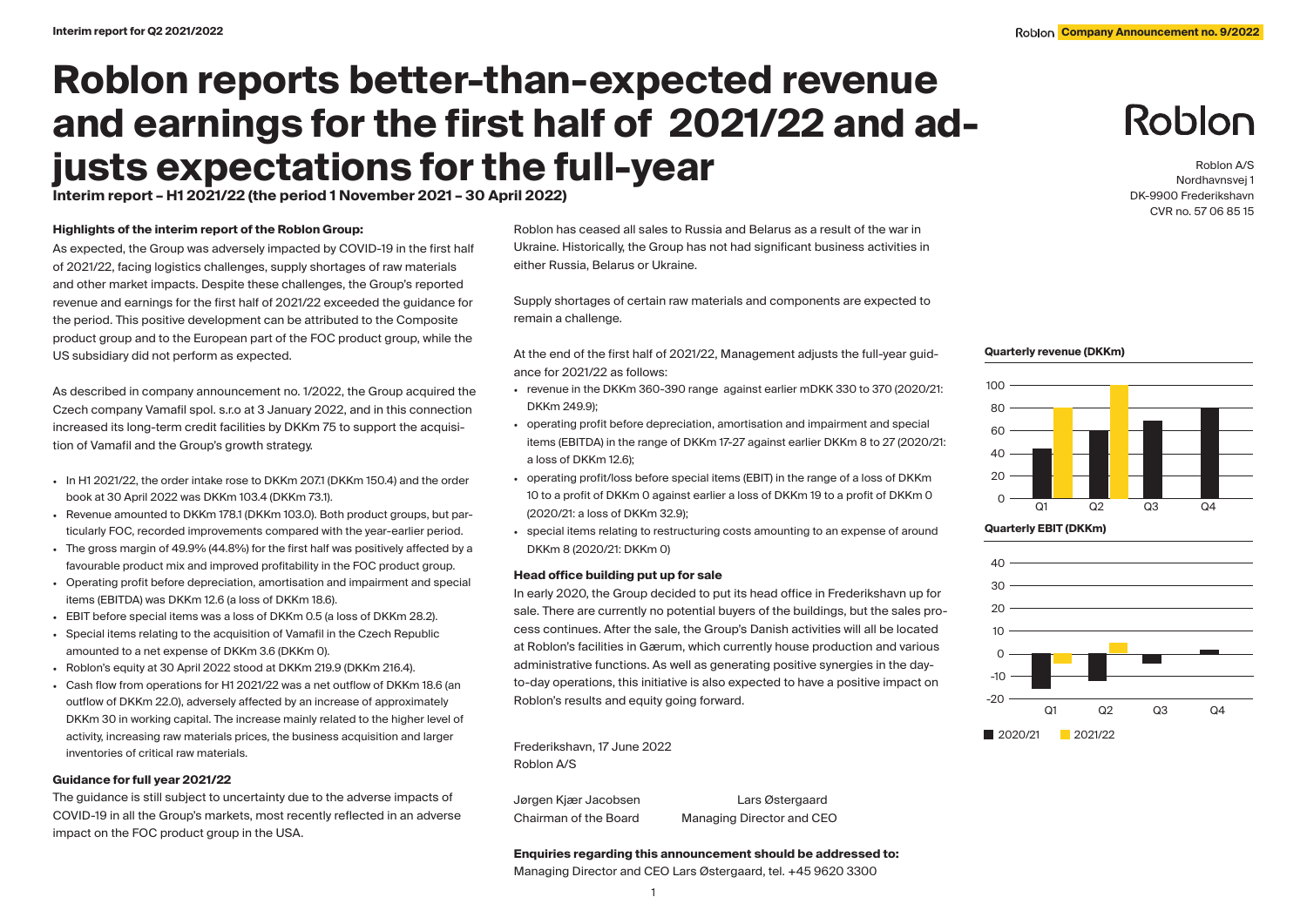# Roblon reports better-than-expected revenue and earnings for the first half of 2021/22 and adjusts expectations for the full-year

**Interim report – H1 2021/22 (the period 1 November 2021 – 30 April 2022)**

Roblon A/S
Nordhavnsvej 1
DK-9900 Frederikshavn
CVR no. 57 06 85 15

**Highlights of the interim report of the Roblon Group:**

As expected, the Group was adversely impacted by COVID-19 in the first half of 2021/22, facing logistics challenges, supply shortages of raw materials and other market impacts. Despite these challenges, the Group's reported revenue and earnings for the first half of 2021/22 exceeded the guidance for the period. This positive development can be attributed to the Composite product group and to the European part of the FOC product group, while the US subsidiary did not perform as expected.

As described in company announcement no. 1/2022, the Group acquired the Czech company Vamafil spol. s.r.o at 3 January 2022, and in this connection increased its long-term credit facilities by DKKm 75 to support the acquisition of Vamafil and the Group's growth strategy.

- In H1 2021/22, the order intake rose to DKKm 207.1 (DKKm 150.4) and the order book at 30 April 2022 was DKKm 103.4 (DKKm 73.1).
- Revenue amounted to DKKm 178.1 (DKKm 103.0). Both product groups, but particularly FOC, recorded improvements compared with the year-earlier period.
- The gross margin of 49.9% (44.8%) for the first half was positively affected by a favourable product mix and improved profitability in the FOC product group.
- Operating profit before depreciation, amortisation and impairment and special items (EBITDA) was DKKm 12.6 (a loss of DKKm 18.6).
- EBIT before special items was a loss of DKKm 0.5 (a loss of DKKm 28.2).
- Special items relating to the acquisition of Vamafil in the Czech Republic amounted to a net expense of DKKm 3.6 (DKKm 0).
- Roblon's equity at 30 April 2022 stood at DKKm 219.9 (DKKm 216.4).
- Cash flow from operations for H1 2021/22 was a net outflow of DKKm 18.6 (an outflow of DKKm 22.0), adversely affected by an increase of approximately DKKm 30 in working capital. The increase mainly related to the higher level of activity, increasing raw materials prices, the business acquisition and larger inventories of critical raw materials.

**Guidance for full year 2021/22**

The guidance is still subject to uncertainty due to the adverse impacts of COVID-19 in all the Group's markets, most recently reflected in an adverse impact on the FOC product group in the USA.

Roblon has ceased all sales to Russia and Belarus as a result of the war in Ukraine. Historically, the Group has not had significant business activities in either Russia, Belarus or Ukraine.

Supply shortages of certain raw materials and components are expected to remain a challenge.

At the end of the first half of 2021/22, Management adjusts the full-year guidance for 2021/22 as follows:

- revenue in the DKKm 360-390 range against earlier mDKK 330 to 370 (2020/21: DKKm 249.9);
- operating profit before depreciation, amortisation and impairment and special items (EBITDA) in the range of DKKm 17-27 against earlier DKKm 8 to 27 (2020/21: a loss of DKKm 12.6);
- operating profit/loss before special items (EBIT) in the range of a loss of DKKm 10 to a profit of DKKm 0 against earlier a loss of DKKm 19 to a profit of DKKm 0 (2020/21: a loss of DKKm 32.9);
- special items relating to restructuring costs amounting to an expense of around DKKm 8 (2020/21: DKKm 0)

**Head office building put up for sale**

In early 2020, the Group decided to put its head office in Frederikshavn up for sale. There are currently no potential buyers of the buildings, but the sales process continues. After the sale, the Group's Danish activities will all be located at Roblon's facilities in Gærum, which currently house production and various administrative functions. As well as generating positive synergies in the day-to-day operations, this initiative is also expected to have a positive impact on Roblon's results and equity going forward.

Frederikshavn, 17 June 2022
Roblon A/S

| | |
|---|---|
| Jørgen Kjær Jacobsen | Lars Østergaard |
| Chairman of the Board | Managing Director and CEO |

**Enquiries regarding this announcement should be addressed to:**
Managing Director and CEO Lars Østergaard, tel. +45 9620 3300

**Quarterly revenue (DKKm)**

**Quarterly EBIT (DKKm)**

2020/21 | 2021/22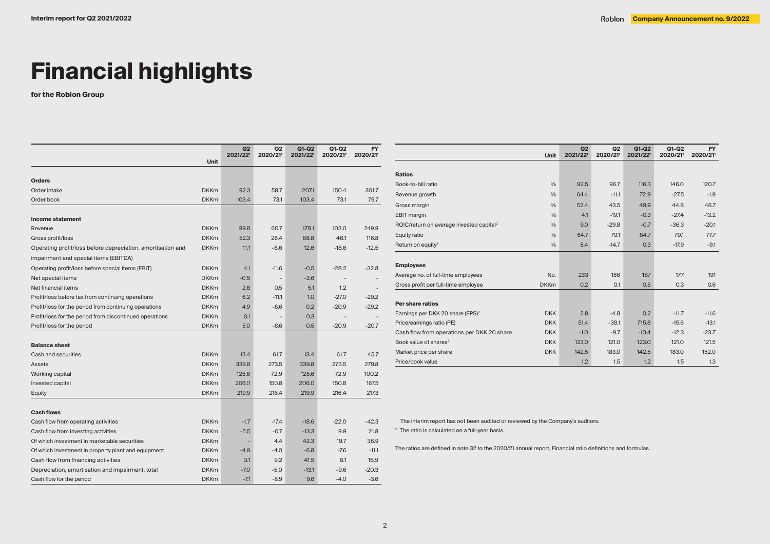# Financial highlights

**for the Roblon Group**

| | Unit | Q2 2021/22[1] | Q2 2020/21[1] | Q1-Q2 2021/22[1] | Q1-Q2 2020/21[1] | FY 2020/21[1] |
|---|---|---|---|---|---|---|
| **Orders** | | | | | | |
| Order intake | DKKm | 92.3 | 58.7 | 207.1 | 150.4 | 301.7 |
| Order book | DKKm | 103.4 | 73.1 | 103.4 | 73.1 | 79.7 |
| **Income statement** | | | | | | |
| Revenue | DKKm | 99.8 | 60.7 | 178.1 | 103.0 | 249.9 |
| Gross profit/loss | DKKm | 52.3 | 26.4 | 88.8 | 46.1 | 116.8 |
| Operating profit/loss before depreciation, amortisation and impairment and special items (EBITDA) | DKKm | 11.1 | -6.6 | 12.6 | -18.6 | -12.5 |
| Operating profit/loss before special items (EBIT) | DKKm | 4.1 | -11.6 | -0.5 | -28.2 | -32.8 |
| Net special items | DKKm | -0.5 | - | -3.6 | - | - |
| Net financial items | DKKm | 2.6 | 0.5 | 5.1 | 1.2 | - |
| Profit/loss before tax from continuing operations | DKKm | 6.2 | -11.1 | 1.0 | -27.0 | -29.2 |
| Profit/loss for the period from continuing operations | DKKm | 4.9 | -8.6 | 0.2 | -20.9 | -29.2 |
| Profit/loss for the period from discontinued operations | DKKm | 0.1 | - | 0.3 | - | - |
| Profit/loss for the period | DKKm | 5.0 | -8.6 | 0.5 | -20.9 | -20.7 |
| **Balance sheet** | | | | | | |
| Cash and securities | DKKm | 13.4 | 61.7 | 13.4 | 61.7 | 45.7 |
| Assets | DKKm | 339.8 | 273.5 | 339.8 | 273.5 | 279.8 |
| Working capital | DKKm | 125.6 | 72.9 | 125.6 | 72.9 | 100.2 |
| Invested capital | DKKm | 206.0 | 150.8 | 206.0 | 150.8 | 167.5 |
| Equity | DKKm | 219.9 | 216.4 | 219.9 | 216.4 | 217.3 |
| **Cash flows** | | | | | | |
| Cash flow from operating activities | DKKm | -1.7 | -17.4 | -18.6 | -22.0 | -42.3 |
| Cash flow from investing activities | DKKm | -5.5 | -0.7 | -13.3 | 9.9 | 21.8 |
| Of which investment in marketable securities | DKKm | - | 4.4 | 42.3 | 19.7 | 36.9 |
| Of which investment in property plant and equipment | DKKm | -4.9 | -4.0 | -6.8 | -7.6 | -11.1 |
| Cash flow from financing activities | DKKm | 0.1 | 9.2 | 41.5 | 8.1 | 16.9 |
| Depreciation, amortisation and impairment, total | DKKm | -7.0 | -5.0 | -13.1 | -9.6 | -20.3 |
| Cash flow for the period | DKKm | -7.1 | -8.9 | 9.6 | -4.0 | -3.6 |

| | Unit | Q2 2021/22[1] | Q2 2020/21[1] | Q1-Q2 2021/22[1] | Q1-Q2 2020/21[1] | FY 2020/21[1] |
|---|---|---|---|---|---|---|
| **Ratios** | | | | | | |
| Book-to-bill ratio | % | 92.5 | 96.7 | 116.3 | 146.0 | 120.7 |
| Revenue growth | % | 64.4 | -11.1 | 72.9 | -27.5 | -1.9 |
| Gross margin | % | 52.4 | 43.5 | 49.9 | 44.8 | 46.7 |
| EBIT margin | % | 4.1 | -19.1 | -0.3 | -27.4 | -13.2 |
| ROIC/return on average invested capital[2] | % | 9.0 | -29.8 | -0.7 | -36.3 | -20.1 |
| Equity ratio | % | 64.7 | 79.1 | 64.7 | 79.1 | 77.7 |
| Return on equity[2] | % | 8.4 | -14.7 | 0.3 | -17.9 | -9.1 |
| **Employees** | | | | | | |
| Average no. of full-time employees | No. | 233 | 186 | 187 | 177 | 191 |
| Gross profit per full-time employee | DKKm | 0.2 | 0.1 | 0.5 | 0.3 | 0.6 |
| **Per share ratios** | | | | | | |
| Earnings per DKK 20 share (EPS)[2] | DKK | 2.8 | -4.8 | 0.2 | -11.7 | -11.6 |
| Price/earnings ratio (PE) | DKK | 51.4 | -38.1 | 715.8 | -15.6 | -13.1 |
| Cash flow from operations per DKK 20 share | DKK | -1.0 | -9.7 | -10.4 | -12.3 | -23.7 |
| Book value of shares[2] | DKK | 123.0 | 121.0 | 123.0 | 121.0 | 121.5 |
| Market price per share | DKK | 142.5 | 183.0 | 142.5 | 183.0 | 152.0 |
| Price/book value | | 1.2 | 1.5 | 1.2 | 1.5 | 1.3 |

[1] The interim report has not been audited or reviewed by the Company's auditors.

[2] The ratio is calculated on a full-year basis.

The ratios are defined in note 32 to the 2020/21 annual report, Financial ratio definitions and formulas.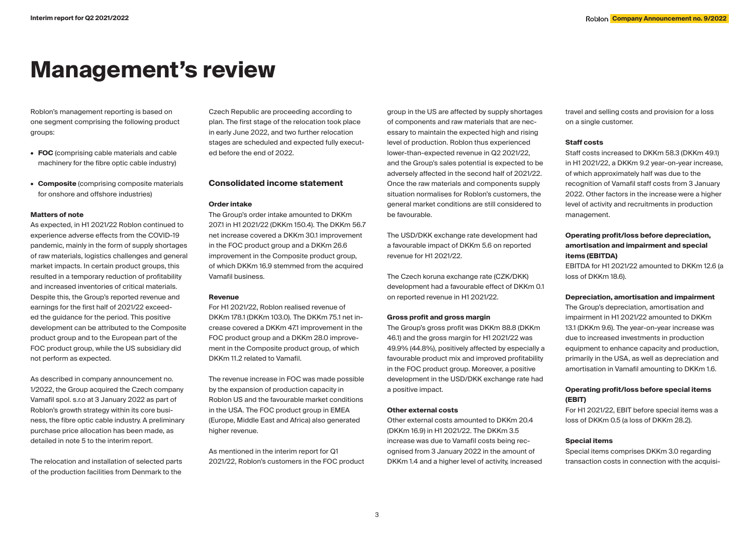# Management's review

Roblon's management reporting is based on one segment comprising the following product groups:

- **FOC** (comprising cable materials and cable machinery for the fibre optic cable industry)
- **Composite** (comprising composite materials for onshore and offshore industries)

#### Matters of note

As expected, in H1 2021/22 Roblon continued to experience adverse effects from the COVID-19 pandemic, mainly in the form of supply shortages of raw materials, logistics challenges and general market impacts. In certain product groups, this resulted in a temporary reduction of profitability and increased inventories of critical materials. Despite this, the Group's reported revenue and earnings for the first half of 2021/22 exceeded the guidance for the period. This positive development can be attributed to the Composite product group and to the European part of the FOC product group, while the US subsidiary did not perform as expected.

As described in company announcement no. 1/2022, the Group acquired the Czech company Vamafil spol. s.r.o at 3 January 2022 as part of Roblon's growth strategy within its core business, the fibre optic cable industry. A preliminary purchase price allocation has been made, as detailed in note 5 to the interim report.

The relocation and installation of selected parts of the production facilities from Denmark to the Czech Republic are proceeding according to plan. The first stage of the relocation took place in early June 2022, and two further relocation stages are scheduled and expected fully executed before the end of 2022.

### Consolidated income statement

#### Order intake

The Group's order intake amounted to DKKm 207.1 in H1 2021/22 (DKKm 150.4). The DKKm 56.7 net increase covered a DKKm 30.1 improvement in the FOC product group and a DKKm 26.6 improvement in the Composite product group, of which DKKm 16.9 stemmed from the acquired Vamafil business.

#### Revenue

For H1 2021/22, Roblon realised revenue of DKKm 178.1 (DKKm 103.0). The DKKm 75.1 net increase covered a DKKm 47.1 improvement in the FOC product group and a DKKm 28.0 improvement in the Composite product group, of which DKKm 11.2 related to Vamafil.

The revenue increase in FOC was made possible by the expansion of production capacity in Roblon US and the favourable market conditions in the USA. The FOC product group in EMEA (Europe, Middle East and Africa) also generated higher revenue.

As mentioned in the interim report for Q1 2021/22, Roblon's customers in the FOC product group in the US are affected by supply shortages of components and raw materials that are necessary to maintain the expected high and rising level of production. Roblon thus experienced lower-than-expected revenue in Q2 2021/22, and the Group's sales potential is expected to be adversely affected in the second half of 2021/22. Once the raw materials and components supply situation normalises for Roblon's customers, the general market conditions are still considered to be favourable.

The USD/DKK exchange rate development had a favourable impact of DKKm 5.6 on reported revenue for H1 2021/22.

The Czech koruna exchange rate (CZK/DKK) development had a favourable effect of DKKm 0.1 on reported revenue in H1 2021/22.

#### Gross profit and gross margin

The Group's gross profit was DKKm 88.8 (DKKm 46.1) and the gross margin for H1 2021/22 was 49.9% (44.8%), positively affected by especially a favourable product mix and improved profitability in the FOC product group. Moreover, a positive development in the USD/DKK exchange rate had a positive impact.

#### Other external costs

Other external costs amounted to DKKm 20.4 (DKKm 16.9) in H1 2021/22. The DKKm 3.5 increase was due to Vamafil costs being recognised from 3 January 2022 in the amount of DKKm 1.4 and a higher level of activity, increased travel and selling costs and provision for a loss on a single customer.

#### Staff costs

Staff costs increased to DKKm 58.3 (DKKm 49.1) in H1 2021/22, a DKKm 9.2 year-on-year increase, of which approximately half was due to the recognition of Vamafil staff costs from 3 January 2022. Other factors in the increase were a higher level of activity and recruitments in production management.

#### Operating profit/loss before depreciation, amortisation and impairment and special items (EBITDA)

EBITDA for H1 2021/22 amounted to DKKm 12.6 (a loss of DKKm 18.6).

#### Depreciation, amortisation and impairment

The Group's depreciation, amortisation and impairment in H1 2021/22 amounted to DKKm 13.1 (DKKm 9.6). The year-on-year increase was due to increased investments in production equipment to enhance capacity and production, primarily in the USA, as well as depreciation and amortisation in Vamafil amounting to DKKm 1.6.

#### Operating profit/loss before special items (EBIT)

For H1 2021/22, EBIT before special items was a loss of DKKm 0.5 (a loss of DKKm 28.2).

#### Special items

Special items comprises DKKm 3.0 regarding transaction costs in connection with the acquisi-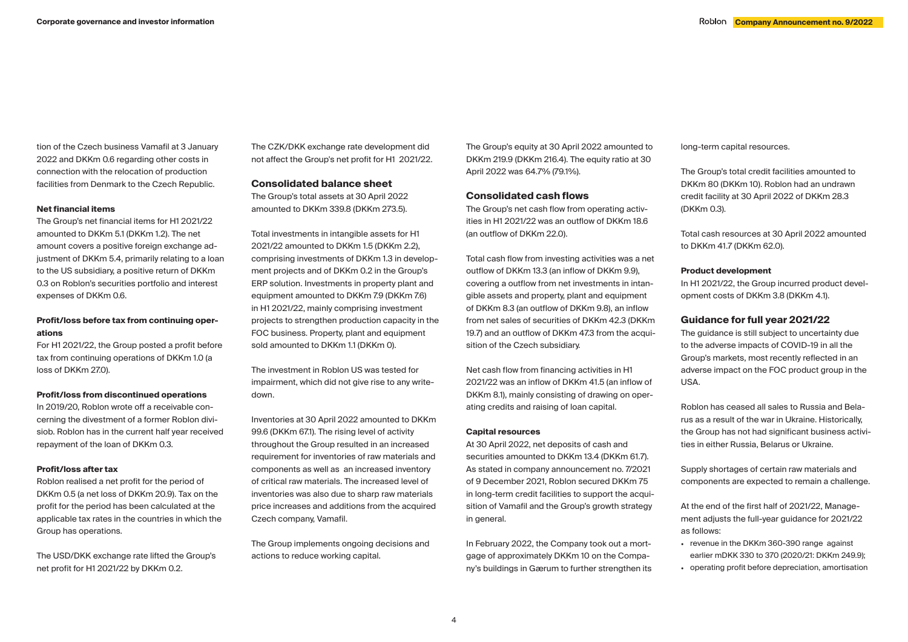tion of the Czech business Vamafil at 3 January 2022 and DKKm 0.6 regarding other costs in connection with the relocation of production facilities from Denmark to the Czech Republic.

#### Net financial items

The Group's net financial items for H1 2021/22 amounted to DKKm 5.1 (DKKm 1.2). The net amount covers a positive foreign exchange adjustment of DKKm 5.4, primarily relating to a loan to the US subsidiary, a positive return of DKKm 0.3 on Roblon's securities portfolio and interest expenses of DKKm 0.6.

#### Profit/loss before tax from continuing operations

For H1 2021/22, the Group posted a profit before tax from continuing operations of DKKm 1.0 (a loss of DKKm 27.0).

#### Profit/loss from discontinued operations

In 2019/20, Roblon wrote off a receivable concerning the divestment of a former Roblon divisiob. Roblon has in the current half year received repayment of the loan of DKKm 0.3.

#### Profit/loss after tax

Roblon realised a net profit for the period of DKKm 0.5 (a net loss of DKKm 20.9). Tax on the profit for the period has been calculated at the applicable tax rates in the countries in which the Group has operations.

The USD/DKK exchange rate lifted the Group's net profit for H1 2021/22 by DKKm 0.2.

The CZK/DKK exchange rate development did not affect the Group's net profit for H1 2021/22.

### Consolidated balance sheet

The Group's total assets at 30 April 2022 amounted to DKKm 339.8 (DKKm 273.5).

Total investments in intangible assets for H1 2021/22 amounted to DKKm 1.5 (DKKm 2.2), comprising investments of DKKm 1.3 in development projects and of DKKm 0.2 in the Group's ERP solution. Investments in property plant and equipment amounted to DKKm 7.9 (DKKm 7.6) in H1 2021/22, mainly comprising investment projects to strengthen production capacity in the FOC business. Property, plant and equipment sold amounted to DKKm 1.1 (DKKm 0).

The investment in Roblon US was tested for impairment, which did not give rise to any writedown.

Inventories at 30 April 2022 amounted to DKKm 99.6 (DKKm 67.1). The rising level of activity throughout the Group resulted in an increased requirement for inventories of raw materials and components as well as an increased inventory of critical raw materials. The increased level of inventories was also due to sharp raw materials price increases and additions from the acquired Czech company, Vamafil.

The Group implements ongoing decisions and actions to reduce working capital.

The Group's equity at 30 April 2022 amounted to DKKm 219.9 (DKKm 216.4). The equity ratio at 30 April 2022 was 64.7% (79.1%).

### Consolidated cash flows

The Group's net cash flow from operating activities in H1 2021/22 was an outflow of DKKm 18.6 (an outflow of DKKm 22.0).

Total cash flow from investing activities was a net outflow of DKKm 13.3 (an inflow of DKKm 9.9), covering a outflow from net investments in intangible assets and property, plant and equipment of DKKm 8.3 (an outflow of DKKm 9.8), an inflow from net sales of securities of DKKm 42.3 (DKKm 19.7) and an outflow of DKKm 47.3 from the acquisition of the Czech subsidiary.

Net cash flow from financing activities in H1 2021/22 was an inflow of DKKm 41.5 (an inflow of DKKm 8.1), mainly consisting of drawing on operating credits and raising of loan capital.

#### Capital resources

At 30 April 2022, net deposits of cash and securities amounted to DKKm 13.4 (DKKm 61.7). As stated in company announcement no. 7/2021 of 9 December 2021, Roblon secured DKKm 75 in long-term credit facilities to support the acquisition of Vamafil and the Group's growth strategy in general.

In February 2022, the Company took out a mortgage of approximately DKKm 10 on the Company's buildings in Gærum to further strengthen its long-term capital resources.

The Group's total credit facilities amounted to DKKm 80 (DKKm 10). Roblon had an undrawn credit facility at 30 April 2022 of DKKm 28.3 (DKKm 0.3).

Total cash resources at 30 April 2022 amounted to DKKm 41.7 (DKKm 62.0).

#### Product development

In H1 2021/22, the Group incurred product development costs of DKKm 3.8 (DKKm 4.1).

### Guidance for full year 2021/22

The guidance is still subject to uncertainty due to the adverse impacts of COVID-19 in all the Group's markets, most recently reflected in an adverse impact on the FOC product group in the USA.

Roblon has ceased all sales to Russia and Belarus as a result of the war in Ukraine. Historically, the Group has not had significant business activities in either Russia, Belarus or Ukraine.

Supply shortages of certain raw materials and components are expected to remain a challenge.

At the end of the first half of 2021/22, Management adjusts the full-year guidance for 2021/22 as follows:

- revenue in the DKKm 360-390 range against earlier mDKK 330 to 370 (2020/21: DKKm 249.9);
- operating profit before depreciation, amortisation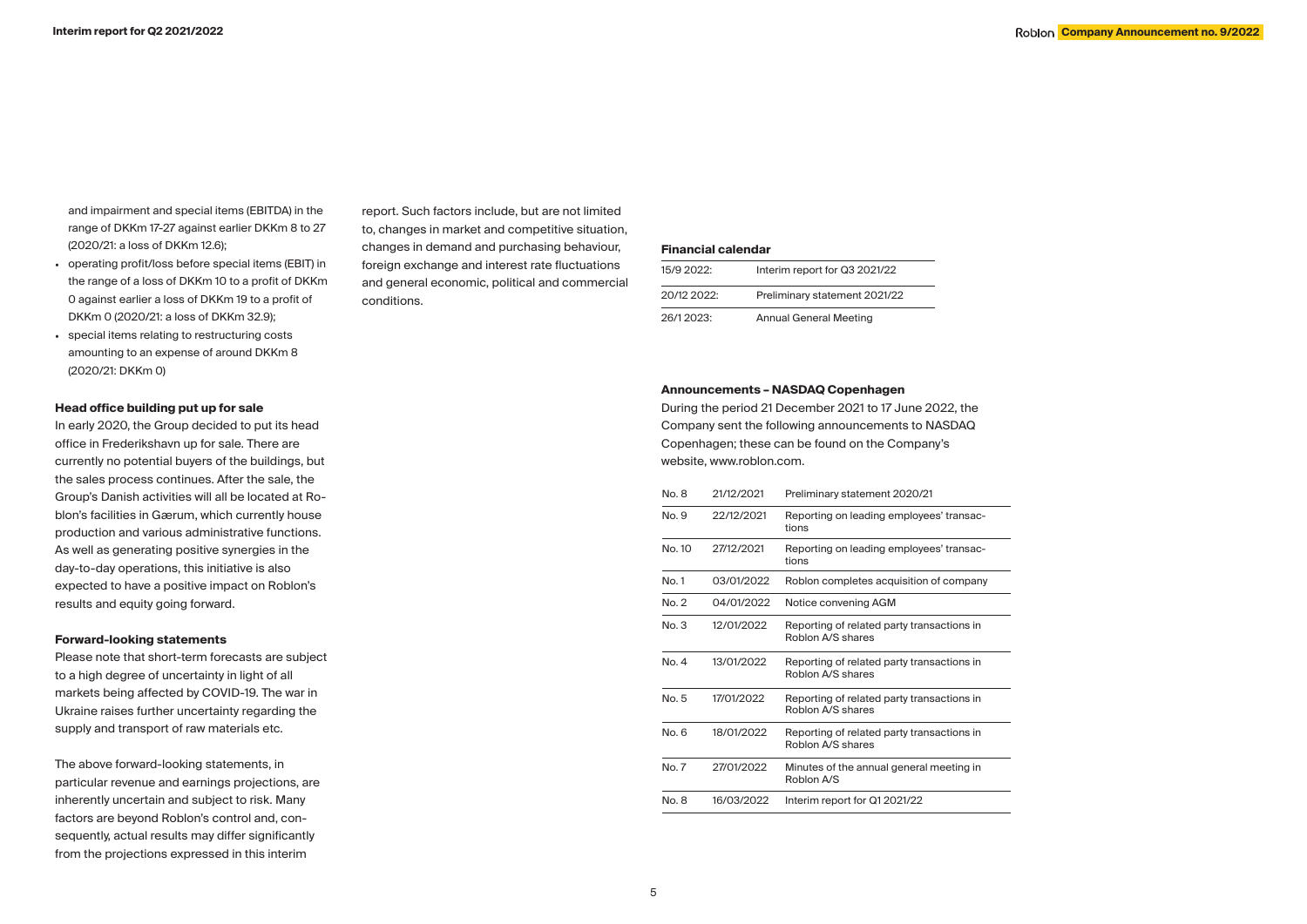and impairment and special items (EBITDA) in the range of DKKm 17-27 against earlier DKKm 8 to 27 (2020/21: a loss of DKKm 12.6);

- operating profit/loss before special items (EBIT) in the range of a loss of DKKm 10 to a profit of DKKm 0 against earlier a loss of DKKm 19 to a profit of DKKm 0 (2020/21: a loss of DKKm 32.9);
- special items relating to restructuring costs amounting to an expense of around DKKm 8 (2020/21: DKKm 0)

**Head office building put up for sale**

In early 2020, the Group decided to put its head office in Frederikshavn up for sale. There are currently no potential buyers of the buildings, but the sales process continues. After the sale, the Group's Danish activities will all be located at Roblon's facilities in Gærum, which currently house production and various administrative functions. As well as generating positive synergies in the day-to-day operations, this initiative is also expected to have a positive impact on Roblon's results and equity going forward.

**Forward-looking statements**

Please note that short-term forecasts are subject to a high degree of uncertainty in light of all markets being affected by COVID-19. The war in Ukraine raises further uncertainty regarding the supply and transport of raw materials etc.

The above forward-looking statements, in particular revenue and earnings projections, are inherently uncertain and subject to risk. Many factors are beyond Roblon's control and, consequently, actual results may differ significantly from the projections expressed in this interim report. Such factors include, but are not limited to, changes in market and competitive situation, changes in demand and purchasing behaviour, foreign exchange and interest rate fluctuations and general economic, political and commercial conditions.

**Financial calendar**

| | |
|---|---|
| 15/9 2022: | Interim report for Q3 2021/22 |
| 20/12 2022: | Preliminary statement 2021/22 |
| 26/1 2023: | Annual General Meeting |

**Announcements – NASDAQ Copenhagen**

During the period 21 December 2021 to 17 June 2022, the Company sent the following announcements to NASDAQ Copenhagen; these can be found on the Company's website, www.roblon.com.

| | | |
|---|---|---|
| No. 8 | 21/12/2021 | Preliminary statement 2020/21 |
| No. 9 | 22/12/2021 | Reporting on leading employees' transactions |
| No. 10 | 27/12/2021 | Reporting on leading employees' transactions |
| No. 1 | 03/01/2022 | Roblon completes acquisition of company |
| No. 2 | 04/01/2022 | Notice convening AGM |
| No. 3 | 12/01/2022 | Reporting of related party transactions in Roblon A/S shares |
| No. 4 | 13/01/2022 | Reporting of related party transactions in Roblon A/S shares |
| No. 5 | 17/01/2022 | Reporting of related party transactions in Roblon A/S shares |
| No. 6 | 18/01/2022 | Reporting of related party transactions in Roblon A/S shares |
| No. 7 | 27/01/2022 | Minutes of the annual general meeting in Roblon A/S |
| No. 8 | 16/03/2022 | Interim report for Q1 2021/22 |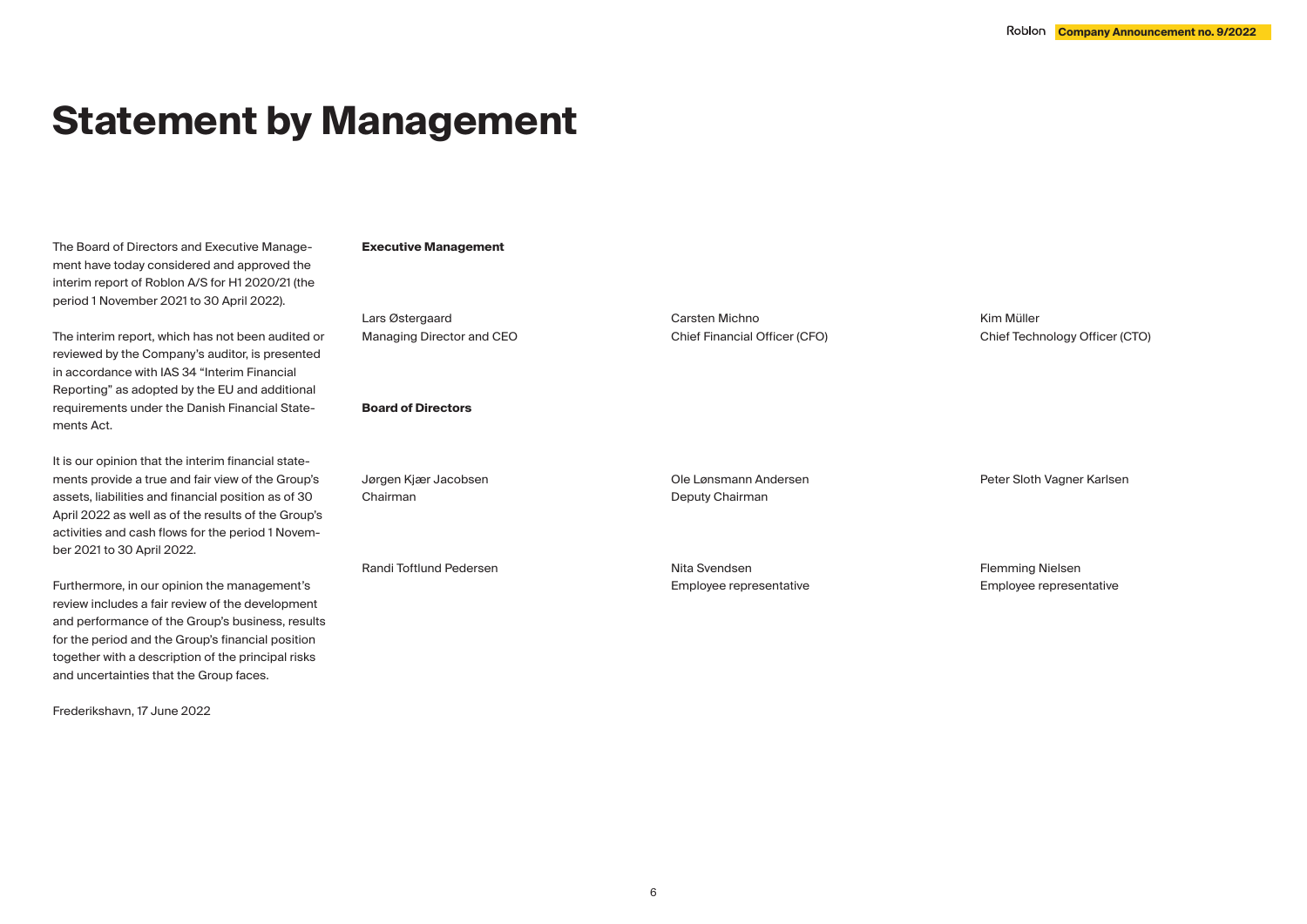# Statement by Management

The Board of Directors and Executive Management have today considered and approved the interim report of Roblon A/S for H1 2020/21 (the period 1 November 2021 to 30 April 2022).

The interim report, which has not been audited or reviewed by the Company's auditor, is presented in accordance with IAS 34 "Interim Financial Reporting" as adopted by the EU and additional requirements under the Danish Financial Statements Act.

It is our opinion that the interim financial statements provide a true and fair view of the Group's assets, liabilities and financial position as of 30 April 2022 as well as of the results of the Group's activities and cash flows for the period 1 November 2021 to 30 April 2022.

Furthermore, in our opinion the management's review includes a fair review of the development and performance of the Group's business, results for the period and the Group's financial position together with a description of the principal risks and uncertainties that the Group faces.

Frederikshavn, 17 June 2022

**Executive Management**

Lars Østergaard
Managing Director and CEO

Carsten Michno
Chief Financial Officer (CFO)

Kim Müller
Chief Technology Officer (CTO)

**Board of Directors**

Jørgen Kjær Jacobsen
Chairman

Ole Lønsmann Andersen
Deputy Chairman

Peter Sloth Vagner Karlsen

Randi Toftlund Pedersen

Nita Svendsen
Employee representative

Flemming Nielsen
Employee representative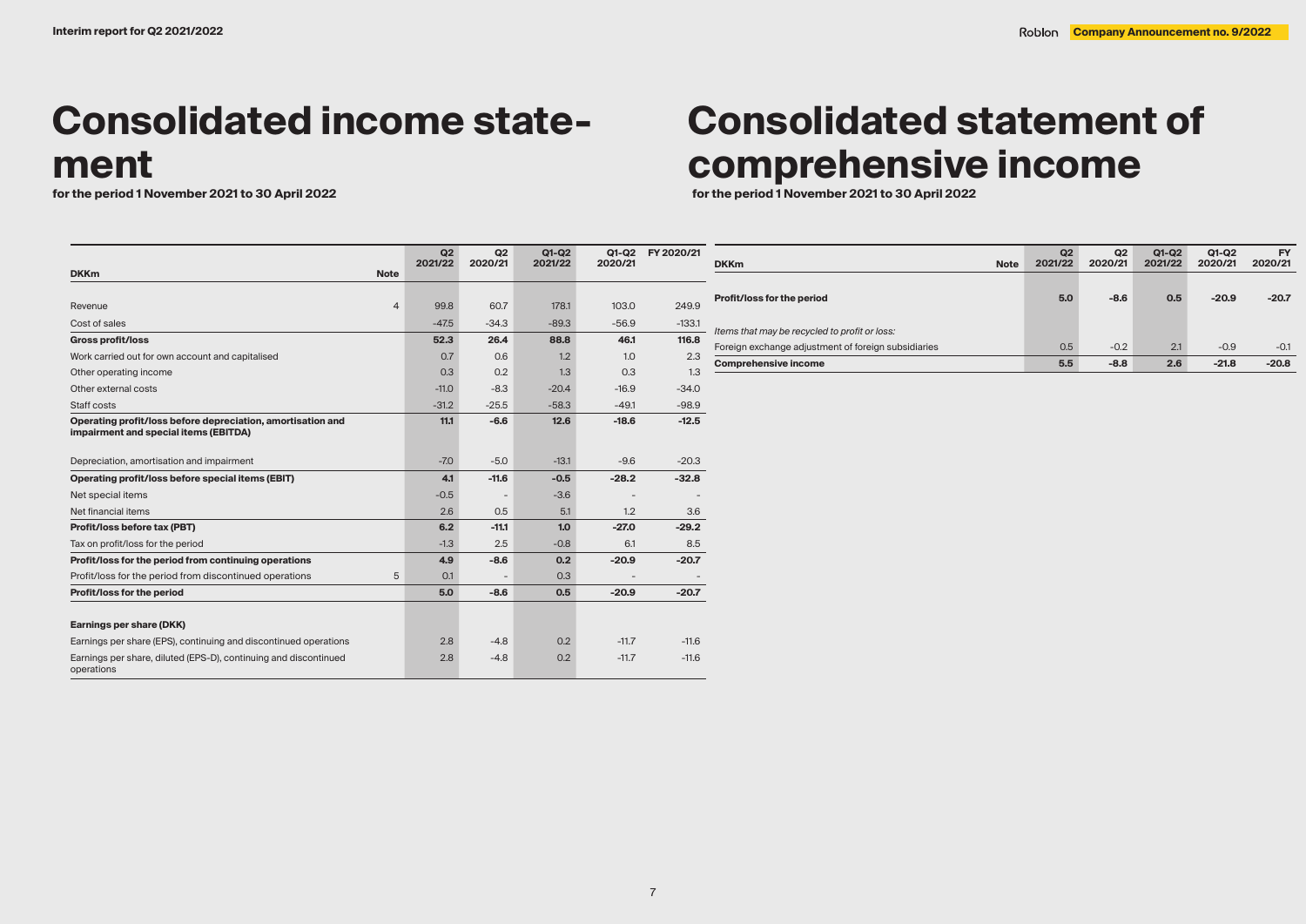# Consolidated income statement

**for the period 1 November 2021 to 30 April 2022**

| DKKm | Note | Q2 2021/22 | Q2 2020/21 | Q1-Q2 2021/22 | Q1-Q2 2020/21 | FY 2020/21 |
|---|---|---|---|---|---|---|
| Revenue | 4 | 99.8 | 60.7 | 178.1 | 103.0 | 249.9 |
| Cost of sales | | -47.5 | -34.3 | -89.3 | -56.9 | -133.1 |
| **Gross profit/loss** | | **52.3** | **26.4** | **88.8** | **46.1** | **116.8** |
| Work carried out for own account and capitalised | | 0.7 | 0.6 | 1.2 | 1.0 | 2.3 |
| Other operating income | | 0.3 | 0.2 | 1.3 | 0.3 | 1.3 |
| Other external costs | | -11.0 | -8.3 | -20.4 | -16.9 | -34.0 |
| Staff costs | | -31.2 | -25.5 | -58.3 | -49.1 | -98.9 |
| **Operating profit/loss before depreciation, amortisation and impairment and special items (EBITDA)** | | **11.1** | **-6.6** | **12.6** | **-18.6** | **-12.5** |
| Depreciation, amortisation and impairment | | -7.0 | -5.0 | -13.1 | -9.6 | -20.3 |
| **Operating profit/loss before special items (EBIT)** | | **4.1** | **-11.6** | **-0.5** | **-28.2** | **-32.8** |
| Net special items | | -0.5 | - | -3.6 | - | - |
| Net financial items | | 2.6 | 0.5 | 5.1 | 1.2 | 3.6 |
| **Profit/loss before tax (PBT)** | | **6.2** | **-11.1** | **1.0** | **-27.0** | **-29.2** |
| Tax on profit/loss for the period | | -1.3 | 2.5 | -0.8 | 6.1 | 8.5 |
| **Profit/loss for the period from continuing operations** | | **4.9** | **-8.6** | **0.2** | **-20.9** | **-20.7** |
| Profit/loss for the period from discontinued operations | 5 | 0.1 | - | 0.3 | - | - |
| **Profit/loss for the period** | | **5.0** | **-8.6** | **0.5** | **-20.9** | **-20.7** |
| | | | | | | |
| **Earnings per share (DKK)** | | | | | | |
| Earnings per share (EPS), continuing and discontinued operations | | 2.8 | -4.8 | 0.2 | -11.7 | -11.6 |
| Earnings per share, diluted (EPS-D), continuing and discontinued operations | | 2.8 | -4.8 | 0.2 | -11.7 | -11.6 |

# Consolidated statement of comprehensive income

**for the period 1 November 2021 to 30 April 2022**

| DKKm | Note | Q2 2021/22 | Q2 2020/21 | Q1-Q2 2021/22 | Q1-Q2 2020/21 | FY 2020/21 |
|---|---|---|---|---|---|---|
| **Profit/loss for the period** | | **5.0** | **-8.6** | **0.5** | **-20.9** | **-20.7** |
| *Items that may be recycled to profit or loss:* | | | | | | |
| Foreign exchange adjustment of foreign subsidiaries | | 0.5 | -0.2 | 2.1 | -0.9 | -0.1 |
| **Comprehensive income** | | **5.5** | **-8.8** | **2.6** | **-21.8** | **-20.8** |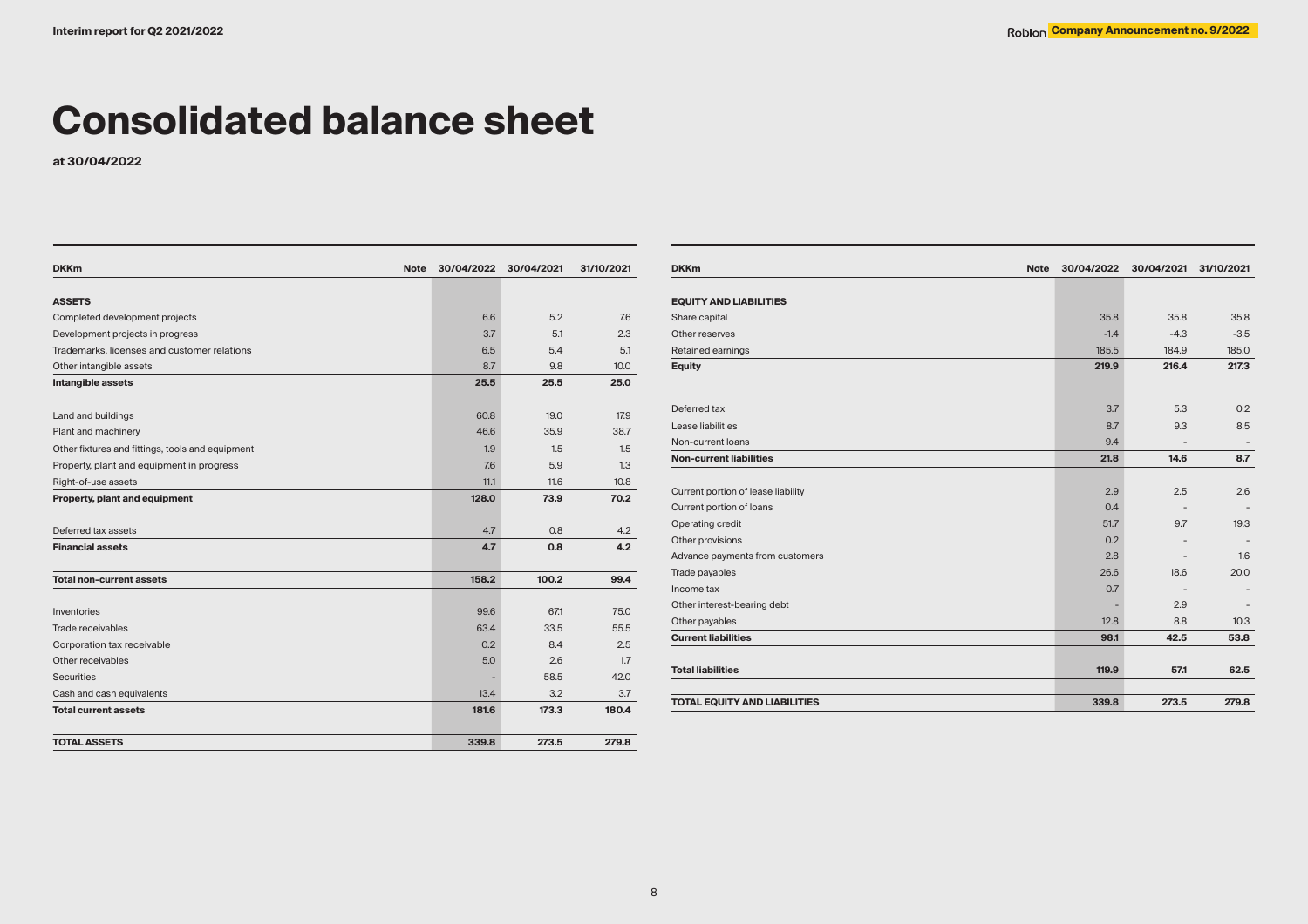# Consolidated balance sheet

**at 30/04/2022**

| DKKm | Note | 30/04/2022 | 30/04/2021 | 31/10/2021 |
|---|---|---|---|---|
| **ASSETS** | | | | |
| Completed development projects | | 6.6 | 5.2 | 7.6 |
| Development projects in progress | | 3.7 | 5.1 | 2.3 |
| Trademarks, licenses and customer relations | | 6.5 | 5.4 | 5.1 |
| Other intangible assets | | 8.7 | 9.8 | 10.0 |
| **Intangible assets** | | **25.5** | **25.5** | **25.0** |
| Land and buildings | | 60.8 | 19.0 | 17.9 |
| Plant and machinery | | 46.6 | 35.9 | 38.7 |
| Other fixtures and fittings, tools and equipment | | 1.9 | 1.5 | 1.5 |
| Property, plant and equipment in progress | | 7.6 | 5.9 | 1.3 |
| Right-of-use assets | | 11.1 | 11.6 | 10.8 |
| **Property, plant and equipment** | | **128.0** | **73.9** | **70.2** |
| Deferred tax assets | | 4.7 | 0.8 | 4.2 |
| **Financial assets** | | **4.7** | **0.8** | **4.2** |
| **Total non-current assets** | | **158.2** | **100.2** | **99.4** |
| Inventories | | 99.6 | 67.1 | 75.0 |
| Trade receivables | | 63.4 | 33.5 | 55.5 |
| Corporation tax receivable | | 0.2 | 8.4 | 2.5 |
| Other receivables | | 5.0 | 2.6 | 1.7 |
| Securities | | - | 58.5 | 42.0 |
| Cash and cash equivalents | | 13.4 | 3.2 | 3.7 |
| **Total current assets** | | **181.6** | **173.3** | **180.4** |
| **TOTAL ASSETS** | | **339.8** | **273.5** | **279.8** |

| DKKm | Note | 30/04/2022 | 30/04/2021 | 31/10/2021 |
|---|---|---|---|---|
| **EQUITY AND LIABILITIES** | | | | |
| Share capital | | 35.8 | 35.8 | 35.8 |
| Other reserves | | -1.4 | -4.3 | -3.5 |
| Retained earnings | | 185.5 | 184.9 | 185.0 |
| **Equity** | | **219.9** | **216.4** | **217.3** |
| Deferred tax | | 3.7 | 5.3 | 0.2 |
| Lease liabilities | | 8.7 | 9.3 | 8.5 |
| Non-current loans | | 9.4 | - | - |
| **Non-current liabilities** | | **21.8** | **14.6** | **8.7** |
| Current portion of lease liability | | 2.9 | 2.5 | 2.6 |
| Current portion of loans | | 0.4 | - | - |
| Operating credit | | 51.7 | 9.7 | 19.3 |
| Other provisions | | 0.2 | - | - |
| Advance payments from customers | | 2.8 | - | 1.6 |
| Trade payables | | 26.6 | 18.6 | 20.0 |
| Income tax | | 0.7 | - | - |
| Other interest-bearing debt | | - | 2.9 | - |
| Other payables | | 12.8 | 8.8 | 10.3 |
| **Current liabilities** | | **98.1** | **42.5** | **53.8** |
| **Total liabilities** | | **119.9** | **57.1** | **62.5** |
| **TOTAL EQUITY AND LIABILITIES** | | **339.8** | **273.5** | **279.8** |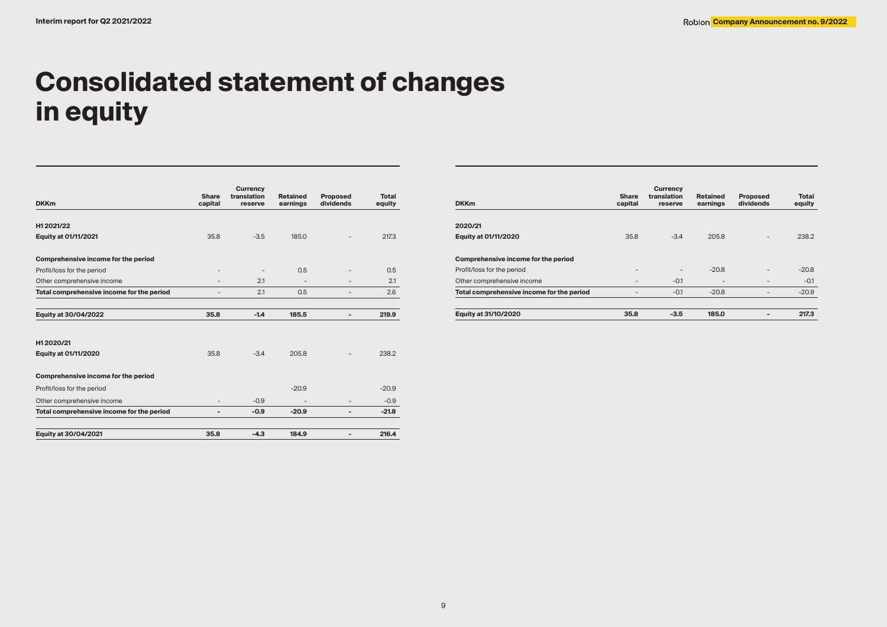# Consolidated statement of changes in equity

| DKKm | Share capital | Currency translation reserve | Retained earnings | Proposed dividends | Total equity |
|---|---|---|---|---|---|
| **H1 2021/22** | | | | | |
| **Equity at 01/11/2021** | 35.8 | -3.5 | 185.0 | - | 217.3 |
| **Comprehensive income for the period** | | | | | |
| Profit/loss for the period | - | - | 0.5 | - | 0.5 |
| Other comprehensive income | - | 2.1 | - | - | 2.1 |
| **Total comprehensive income for the period** | - | 2.1 | 0.5 | - | 2.6 |
| **Equity at 30/04/2022** | **35.8** | **-1.4** | **185.5** | **-** | **219.9** |
| | | | | | |
| **H1 2020/21** | | | | | |
| **Equity at 01/11/2020** | 35.8 | -3.4 | 205.8 | - | 238.2 |
| **Comprehensive income for the period** | | | | | |
| Profit/loss for the period | | | -20.9 | | -20.9 |
| Other comprehensive income | - | -0.9 | - | - | -0.9 |
| **Total comprehensive income for the period** | **-** | **-0.9** | **-20.9** | **-** | **-21.8** |
| **Equity at 30/04/2021** | **35.8** | **-4.3** | **184.9** | **-** | **216.4** |

| DKKm | Share capital | Currency translation reserve | Retained earnings | Proposed dividends | Total equity |
|---|---|---|---|---|---|
| **2020/21** | | | | | |
| **Equity at 01/11/2020** | 35.8 | -3.4 | 205.8 | - | 238.2 |
| **Comprehensive income for the period** | | | | | |
| Profit/loss for the period | - | - | -20.8 | - | -20.8 |
| Other comprehensive income | - | -0.1 | - | - | -0.1 |
| **Total comprehensive income for the period** | - | -0.1 | -20.8 | - | -20.9 |
| **Equity at 31/10/2020** | **35.8** | **-3.5** | **185.0** | **-** | **217.3** |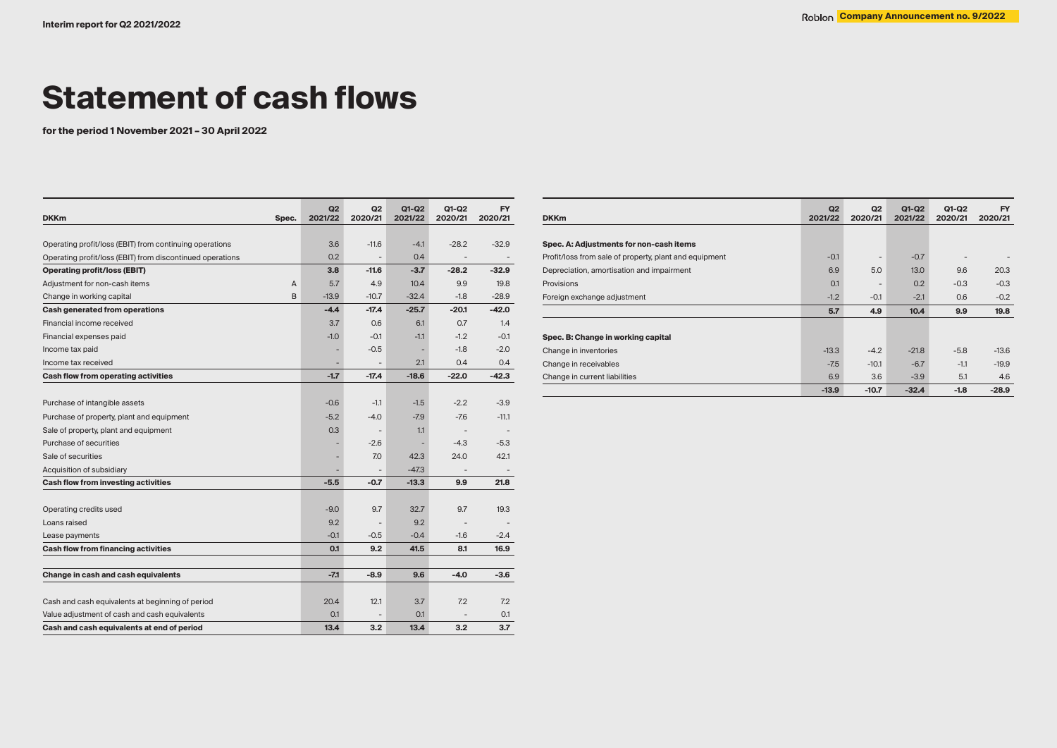# Statement of cash flows

**for the period 1 November 2021 – 30 April 2022**

| DKKm | Spec. | Q2 2021/22 | Q2 2020/21 | Q1-Q2 2021/22 | Q1-Q2 2020/21 | FY 2020/21 |
|---|---|---|---|---|---|---|
| Operating profit/loss (EBIT) from continuing operations | | 3.6 | -11.6 | -4.1 | -28.2 | -32.9 |
| Operating profit/loss (EBIT) from discontinued operations | | 0.2 | - | 0.4 | - | - |
| **Operating profit/loss (EBIT)** | | **3.8** | **-11.6** | **-3.7** | **-28.2** | **-32.9** |
| Adjustment for non-cash items | A | 5.7 | 4.9 | 10.4 | 9.9 | 19.8 |
| Change in working capital | B | -13.9 | -10.7 | -32.4 | -1.8 | -28.9 |
| **Cash generated from operations** | | **-4.4** | **-17.4** | **-25.7** | **-20.1** | **-42.0** |
| Financial income received | | 3.7 | 0.6 | 6.1 | 0.7 | 1.4 |
| Financial expenses paid | | -1.0 | -0.1 | -1.1 | -1.2 | -0.1 |
| Income tax paid | | - | -0.5 | - | -1.8 | -2.0 |
| Income tax received | | - | - | 2.1 | 0.4 | 0.4 |
| **Cash flow from operating activities** | | **-1.7** | **-17.4** | **-18.6** | **-22.0** | **-42.3** |
| | | | | | | |
| Purchase of intangible assets | | -0.6 | -1.1 | -1.5 | -2.2 | -3.9 |
| Purchase of property, plant and equipment | | -5.2 | -4.0 | -7.9 | -7.6 | -11.1 |
| Sale of property, plant and equipment | | 0.3 | - | 1.1 | - | - |
| Purchase of securities | | - | -2.6 | - | -4.3 | -5.3 |
| Sale of securities | | - | 7.0 | 42.3 | 24.0 | 42.1 |
| Acquisition of subsidiary | | - | - | -47.3 | - | - |
| **Cash flow from investing activities** | | **-5.5** | **-0.7** | **-13.3** | **9.9** | **21.8** |
| | | | | | | |
| Operating credits used | | -9.0 | 9.7 | 32.7 | 9.7 | 19.3 |
| Loans raised | | 9.2 | - | 9.2 | - | - |
| Lease payments | | -0.1 | -0.5 | -0.4 | -1.6 | -2.4 |
| **Cash flow from financing activities** | | **0.1** | **9.2** | **41.5** | **8.1** | **16.9** |
| | | | | | | |
| **Change in cash and cash equivalents** | | **-7.1** | **-8.9** | **9.6** | **-4.0** | **-3.6** |
| | | | | | | |
| Cash and cash equivalents at beginning of period | | 20.4 | 12.1 | 3.7 | 7.2 | 7.2 |
| Value adjustment of cash and cash equivalents | | 0.1 | - | 0.1 | - | 0.1 |
| **Cash and cash equivalents at end of period** | | **13.4** | **3.2** | **13.4** | **3.2** | **3.7** |

| DKKm | Q2 2021/22 | Q2 2020/21 | Q1-Q2 2021/22 | Q1-Q2 2020/21 | FY 2020/21 |
|---|---|---|---|---|---|
| **Spec. A: Adjustments for non-cash items** | | | | | |
| Profit/loss from sale of property, plant and equipment | -0.1 | - | -0.7 | - | - |
| Depreciation, amortisation and impairment | 6.9 | 5.0 | 13.0 | 9.6 | 20.3 |
| Provisions | 0.1 | - | 0.2 | -0.3 | -0.3 |
| Foreign exchange adjustment | -1.2 | -0.1 | -2.1 | 0.6 | -0.2 |
| | **5.7** | **4.9** | **10.4** | **9.9** | **19.8** |
| | | | | | |
| **Spec. B: Change in working capital** | | | | | |
| Change in inventories | -13.3 | -4.2 | -21.8 | -5.8 | -13.6 |
| Change in receivables | -7.5 | -10.1 | -6.7 | -1.1 | -19.9 |
| Change in current liabilities | 6.9 | 3.6 | -3.9 | 5.1 | 4.6 |
| | **-13.9** | **-10.7** | **-32.4** | **-1.8** | **-28.9** |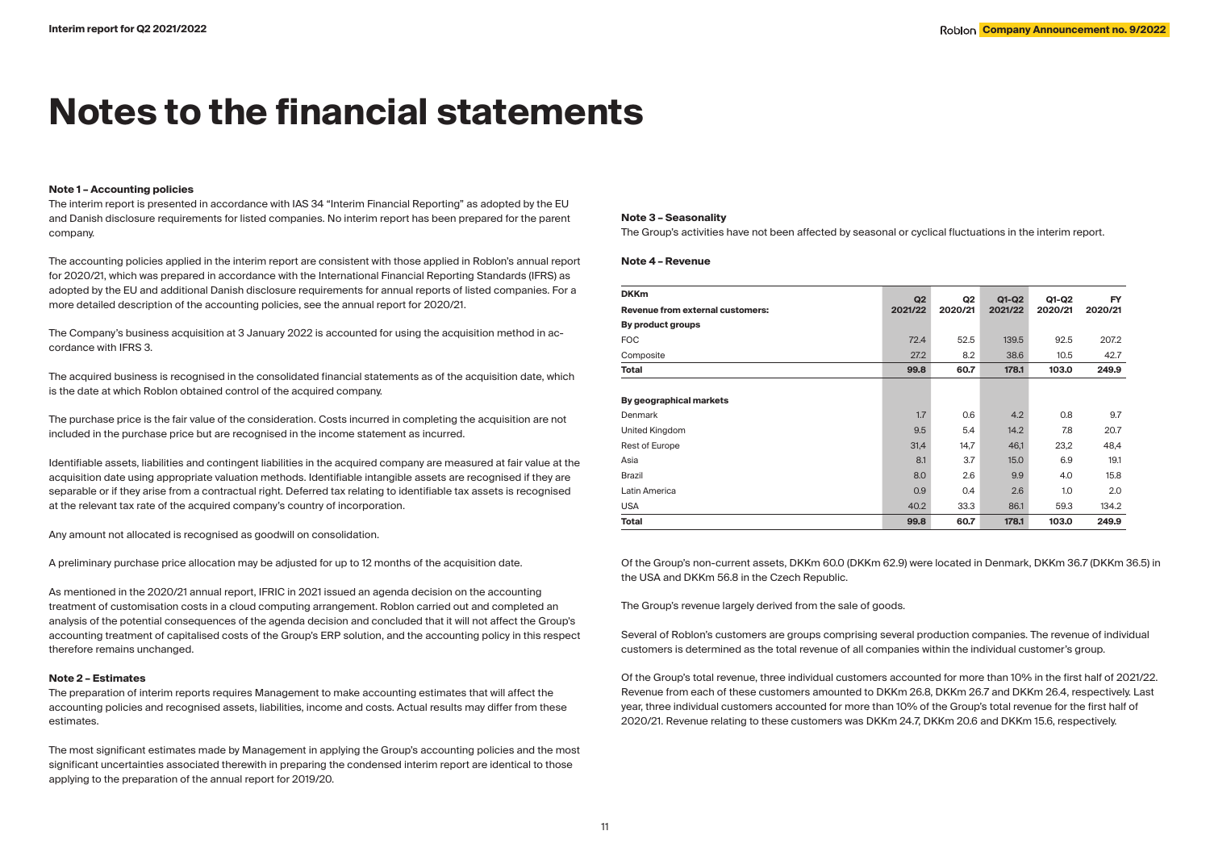# Notes to the financial statements

**Note 1 – Accounting policies**

The interim report is presented in accordance with IAS 34 "Interim Financial Reporting" as adopted by the EU and Danish disclosure requirements for listed companies. No interim report has been prepared for the parent company.

The accounting policies applied in the interim report are consistent with those applied in Roblon's annual report for 2020/21, which was prepared in accordance with the International Financial Reporting Standards (IFRS) as adopted by the EU and additional Danish disclosure requirements for annual reports of listed companies. For a more detailed description of the accounting policies, see the annual report for 2020/21.

The Company's business acquisition at 3 January 2022 is accounted for using the acquisition method in accordance with IFRS 3.

The acquired business is recognised in the consolidated financial statements as of the acquisition date, which is the date at which Roblon obtained control of the acquired company.

The purchase price is the fair value of the consideration. Costs incurred in completing the acquisition are not included in the purchase price but are recognised in the income statement as incurred.

Identifiable assets, liabilities and contingent liabilities in the acquired company are measured at fair value at the acquisition date using appropriate valuation methods. Identifiable intangible assets are recognised if they are separable or if they arise from a contractual right. Deferred tax relating to identifiable tax assets is recognised at the relevant tax rate of the acquired company's country of incorporation.

Any amount not allocated is recognised as goodwill on consolidation.

A preliminary purchase price allocation may be adjusted for up to 12 months of the acquisition date.

As mentioned in the 2020/21 annual report, IFRIC in 2021 issued an agenda decision on the accounting treatment of customisation costs in a cloud computing arrangement. Roblon carried out and completed an analysis of the potential consequences of the agenda decision and concluded that it will not affect the Group's accounting treatment of capitalised costs of the Group's ERP solution, and the accounting policy in this respect therefore remains unchanged.

**Note 2 – Estimates**

The preparation of interim reports requires Management to make accounting estimates that will affect the accounting policies and recognised assets, liabilities, income and costs. Actual results may differ from these estimates.

The most significant estimates made by Management in applying the Group's accounting policies and the most significant uncertainties associated therewith in preparing the condensed interim report are identical to those applying to the preparation of the annual report for 2019/20.

**Note 3 – Seasonality**

The Group's activities have not been affected by seasonal or cyclical fluctuations in the interim report.

**Note 4 – Revenue**

| DKKm<br>**Revenue from external customers:** | Q2 2021/22 | Q2 2020/21 | Q1-Q2 2021/22 | Q1-Q2 2020/21 | FY 2020/21 |
|---|---|---|---|---|---|
| **By product groups** | | | | | |
| FOC | 72.4 | 52.5 | 139.5 | 92.5 | 207.2 |
| Composite | 27.2 | 8.2 | 38.6 | 10.5 | 42.7 |
| **Total** | **99.8** | **60.7** | **178.1** | **103.0** | **249.9** |
| | | | | | |
| **By geographical markets** | | | | | |
| Denmark | 1.7 | 0.6 | 4.2 | 0.8 | 9.7 |
| United Kingdom | 9.5 | 5.4 | 14.2 | 7.8 | 20.7 |
| Rest of Europe | 31,4 | 14,7 | 46,1 | 23,2 | 48,4 |
| Asia | 8.1 | 3.7 | 15.0 | 6.9 | 19.1 |
| Brazil | 8.0 | 2.6 | 9.9 | 4.0 | 15.8 |
| Latin America | 0.9 | 0.4 | 2.6 | 1.0 | 2.0 |
| USA | 40.2 | 33.3 | 86.1 | 59.3 | 134.2 |
| **Total** | **99.8** | **60.7** | **178.1** | **103.0** | **249.9** |

Of the Group's non-current assets, DKKm 60.0 (DKKm 62.9) were located in Denmark, DKKm 36.7 (DKKm 36.5) in the USA and DKKm 56.8 in the Czech Republic.

The Group's revenue largely derived from the sale of goods.

Several of Roblon's customers are groups comprising several production companies. The revenue of individual customers is determined as the total revenue of all companies within the individual customer's group.

Of the Group's total revenue, three individual customers accounted for more than 10% in the first half of 2021/22. Revenue from each of these customers amounted to DKKm 26.8, DKKm 26.7 and DKKm 26.4, respectively. Last year, three individual customers accounted for more than 10% of the Group's total revenue for the first half of 2020/21. Revenue relating to these customers was DKKm 24.7, DKKm 20.6 and DKKm 15.6, respectively.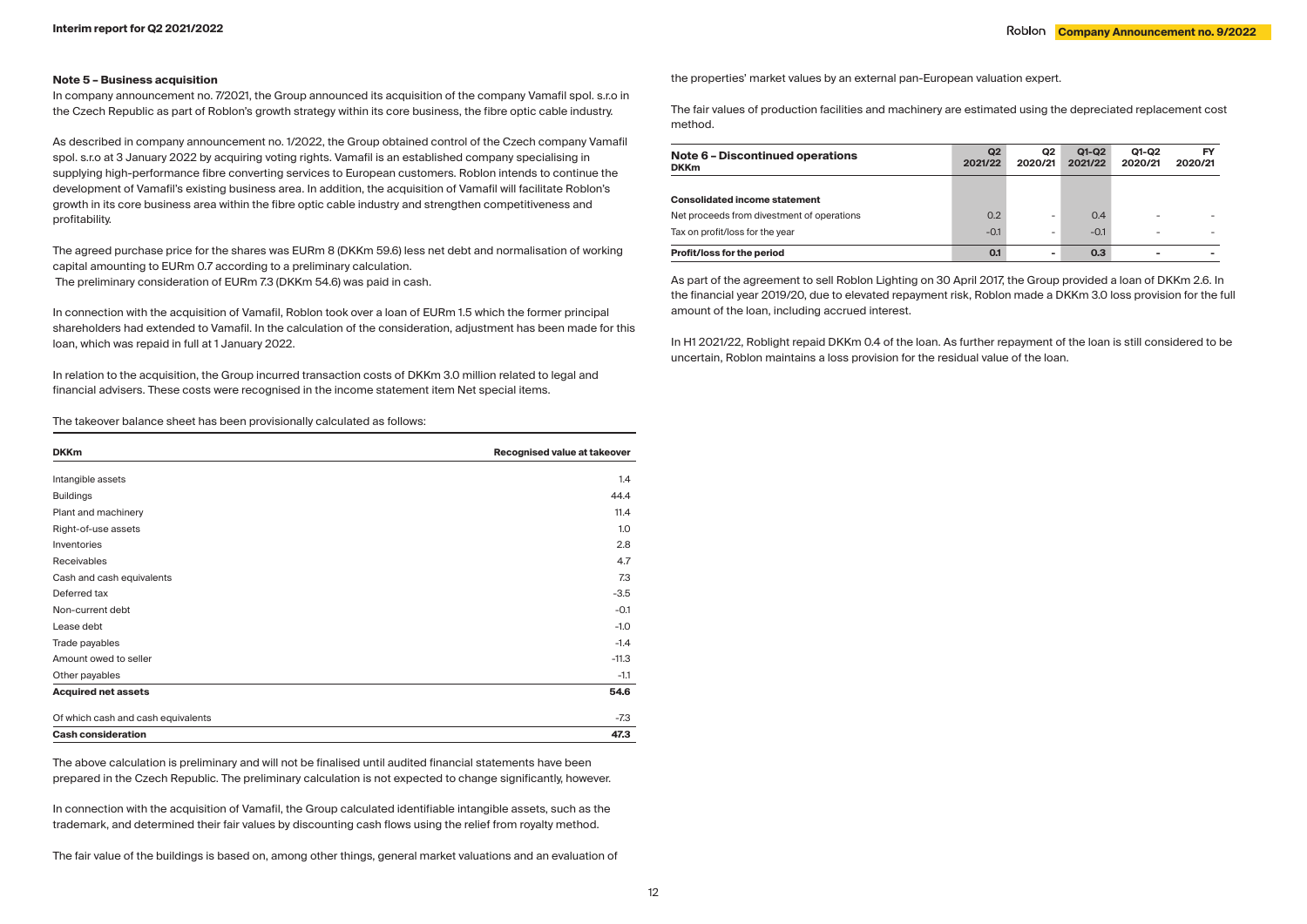### Note 5 – Business acquisition

In company announcement no. 7/2021, the Group announced its acquisition of the company Vamafil spol. s.r.o in the Czech Republic as part of Roblon's growth strategy within its core business, the fibre optic cable industry.

As described in company announcement no. 1/2022, the Group obtained control of the Czech company Vamafil spol. s.r.o at 3 January 2022 by acquiring voting rights. Vamafil is an established company specialising in supplying high-performance fibre converting services to European customers. Roblon intends to continue the development of Vamafil's existing business area. In addition, the acquisition of Vamafil will facilitate Roblon's growth in its core business area within the fibre optic cable industry and strengthen competitiveness and profitability.

The agreed purchase price for the shares was EURm 8 (DKKm 59.6) less net debt and normalisation of working capital amounting to EURm 0.7 according to a preliminary calculation.
The preliminary consideration of EURm 7.3 (DKKm 54.6) was paid in cash.

In connection with the acquisition of Vamafil, Roblon took over a loan of EURm 1.5 which the former principal shareholders had extended to Vamafil. In the calculation of the consideration, adjustment has been made for this loan, which was repaid in full at 1 January 2022.

In relation to the acquisition, the Group incurred transaction costs of DKKm 3.0 million related to legal and financial advisers. These costs were recognised in the income statement item Net special items.

The takeover balance sheet has been provisionally calculated as follows:

| DKKm | Recognised value at takeover |
|---|---|
| Intangible assets | 1.4 |
| Buildings | 44.4 |
| Plant and machinery | 11.4 |
| Right-of-use assets | 1.0 |
| Inventories | 2.8 |
| Receivables | 4.7 |
| Cash and cash equivalents | 7.3 |
| Deferred tax | -3.5 |
| Non-current debt | -0.1 |
| Lease debt | -1.0 |
| Trade payables | -1.4 |
| Amount owed to seller | -11.3 |
| Other payables | -1.1 |
| **Acquired net assets** | **54.6** |
| Of which cash and cash equivalents | -7.3 |
| **Cash consideration** | **47.3** |

The above calculation is preliminary and will not be finalised until audited financial statements have been prepared in the Czech Republic. The preliminary calculation is not expected to change significantly, however.

In connection with the acquisition of Vamafil, the Group calculated identifiable intangible assets, such as the trademark, and determined their fair values by discounting cash flows using the relief from royalty method.

The fair value of the buildings is based on, among other things, general market valuations and an evaluation of the properties' market values by an external pan-European valuation expert.

The fair values of production facilities and machinery are estimated using the depreciated replacement cost method.

| Note 6 – Discontinued operations DKKm | Q2 2021/22 | Q2 2020/21 | Q1-Q2 2021/22 | Q1-Q2 2020/21 | FY 2020/21 |
|---|---|---|---|---|---|
| **Consolidated income statement** | | | | | |
| Net proceeds from divestment of operations | 0.2 | - | 0.4 | - | - |
| Tax on profit/loss for the year | -0.1 | - | -0.1 | - | - |
| **Profit/loss for the period** | **0.1** | **-** | **0.3** | **-** | **-** |

As part of the agreement to sell Roblon Lighting on 30 April 2017, the Group provided a loan of DKKm 2.6. In the financial year 2019/20, due to elevated repayment risk, Roblon made a DKKm 3.0 loss provision for the full amount of the loan, including accrued interest.

In H1 2021/22, Roblight repaid DKKm 0.4 of the loan. As further repayment of the loan is still considered to be uncertain, Roblon maintains a loss provision for the residual value of the loan.